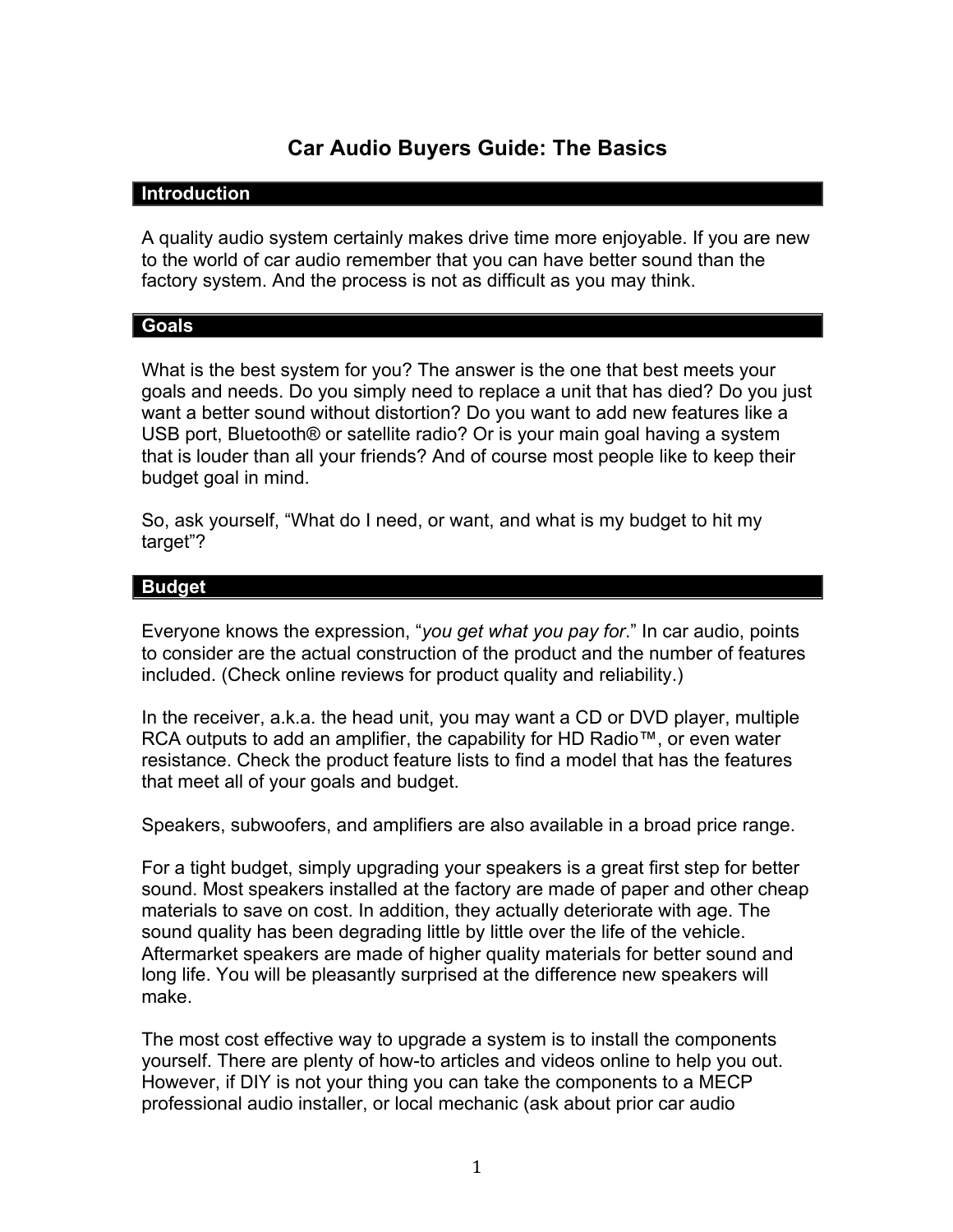# Car Audio Buyers Guide: The Basics

## Introduction

A quality audio system certainly makes drive time more enjoyable. If you are new to the world of car audio remember that you can have better sound than the factory system. And the process is not as difficult as you may think.

## Goals

What is the best system for you? The answer is the one that best meets your goals and needs. Do you simply need to replace a unit that has died? Do you just want a better sound without distortion? Do you want to add new features like a USB port, Bluetooth® or satellite radio? Or is your main goal having a system that is louder than all your friends? And of course most people like to keep their budget goal in mind.

So, ask yourself, "What do I need, or want, and what is my budget to hit my target"?

## Budget

Everyone knows the expression, "*you get what you pay for*." In car audio, points to consider are the actual construction of the product and the number of features included. (Check online reviews for product quality and reliability.)

In the receiver, a.k.a. the head unit, you may want a CD or DVD player, multiple RCA outputs to add an amplifier, the capability for HD Radio™, or even water resistance. Check the product feature lists to find a model that has the features that meet all of your goals and budget.

Speakers, subwoofers, and amplifiers are also available in a broad price range.

For a tight budget, simply upgrading your speakers is a great first step for better sound. Most speakers installed at the factory are made of paper and other cheap materials to save on cost. In addition, they actually deteriorate with age. The sound quality has been degrading little by little over the life of the vehicle. Aftermarket speakers are made of higher quality materials for better sound and long life. You will be pleasantly surprised at the difference new speakers will make.

The most cost effective way to upgrade a system is to install the components yourself. There are plenty of how-to articles and videos online to help you out. However, if DIY is not your thing you can take the components to a MECP professional audio installer, or local mechanic (ask about prior car audio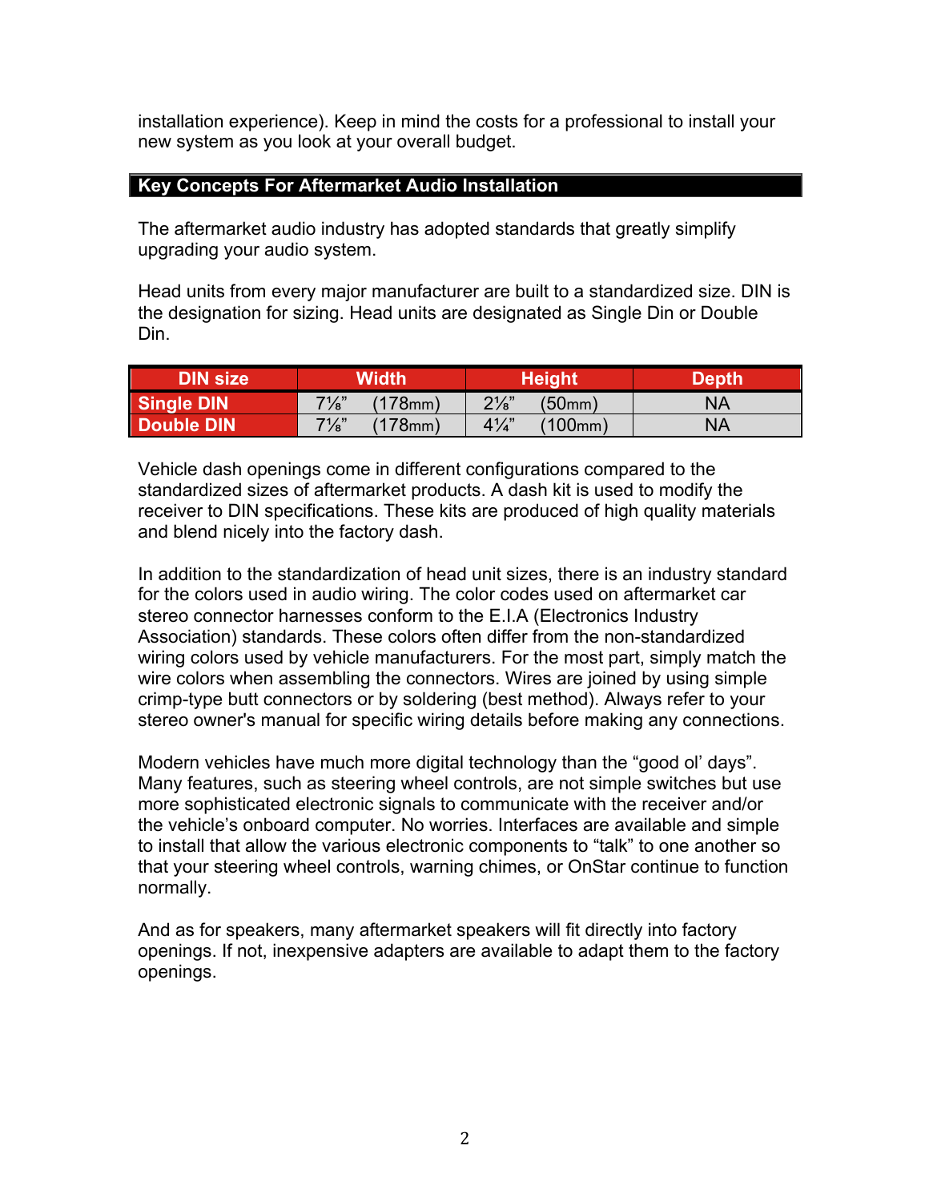installation experience). Keep in mind the costs for a professional to install your new system as you look at your overall budget.

## Key Concepts For Aftermarket Audio Installation

The aftermarket audio industry has adopted standards that greatly simplify upgrading your audio system.

Head units from every major manufacturer are built to a standardized size. DIN is the designation for sizing. Head units are designated as Single Din or Double Din.

| DIN size | Width | Height | Depth |
|---|---|---|---|
| **Single DIN** | 7⅛" (178mm) | 2⅛" (50mm) | NA |
| **Double DIN** | 7⅛" (178mm) | 4¼" (100mm) | NA |

Vehicle dash openings come in different configurations compared to the standardized sizes of aftermarket products. A dash kit is used to modify the receiver to DIN specifications. These kits are produced of high quality materials and blend nicely into the factory dash.

In addition to the standardization of head unit sizes, there is an industry standard for the colors used in audio wiring. The color codes used on aftermarket car stereo connector harnesses conform to the E.I.A (Electronics Industry Association) standards. These colors often differ from the non-standardized wiring colors used by vehicle manufacturers. For the most part, simply match the wire colors when assembling the connectors. Wires are joined by using simple crimp-type butt connectors or by soldering (best method). Always refer to your stereo owner's manual for specific wiring details before making any connections.

Modern vehicles have much more digital technology than the "good ol' days". Many features, such as steering wheel controls, are not simple switches but use more sophisticated electronic signals to communicate with the receiver and/or the vehicle's onboard computer. No worries. Interfaces are available and simple to install that allow the various electronic components to "talk" to one another so that your steering wheel controls, warning chimes, or OnStar continue to function normally.

And as for speakers, many aftermarket speakers will fit directly into factory openings. If not, inexpensive adapters are available to adapt them to the factory openings.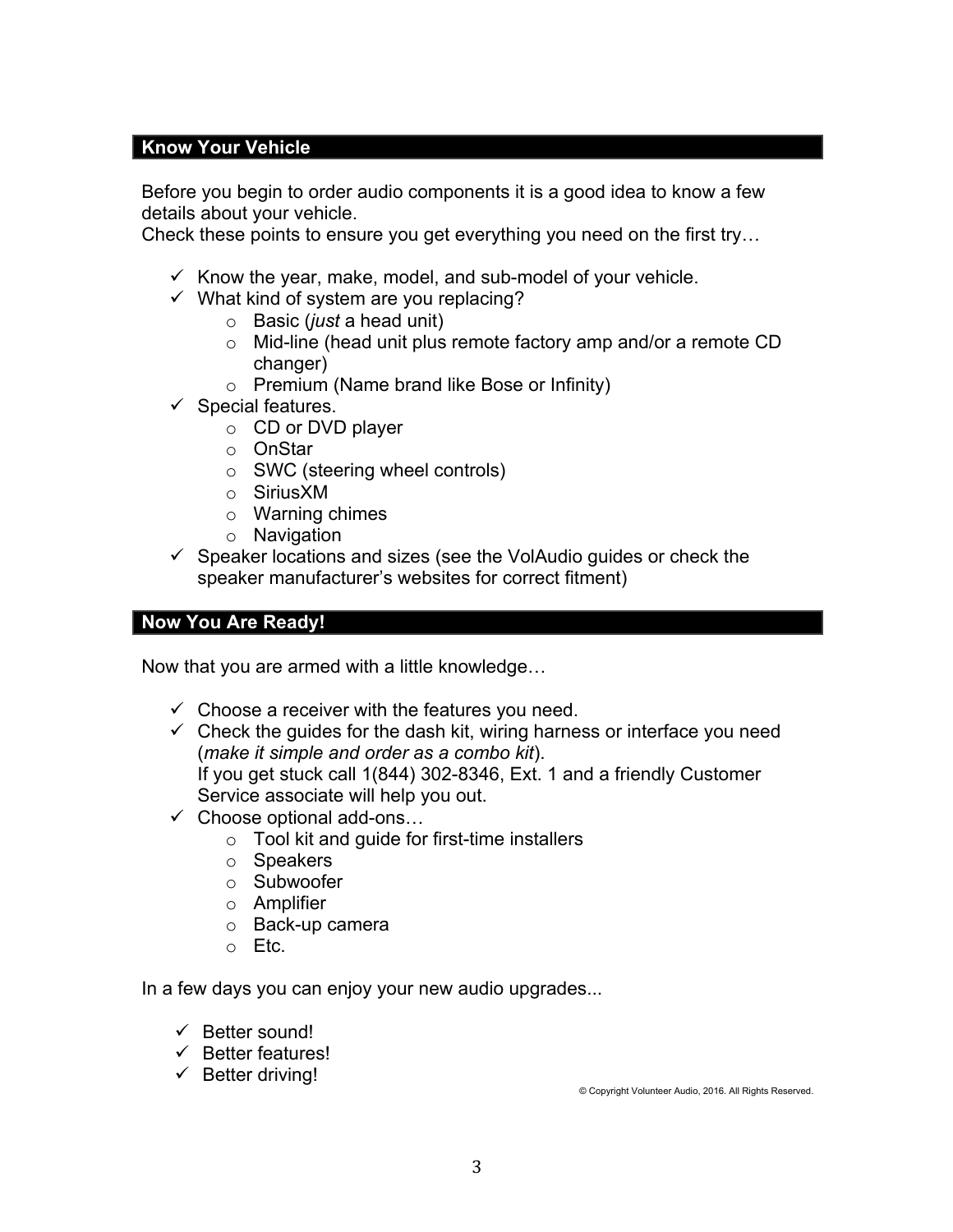## Know Your Vehicle

Before you begin to order audio components it is a good idea to know a few details about your vehicle.
Check these points to ensure you get everything you need on the first try…

- ✓ Know the year, make, model, and sub-model of your vehicle.
- ✓ What kind of system are you replacing?
  - Basic (*just* a head unit)
  - Mid-line (head unit plus remote factory amp and/or a remote CD changer)
  - Premium (Name brand like Bose or Infinity)
- ✓ Special features.
  - CD or DVD player
  - OnStar
  - SWC (steering wheel controls)
  - SiriusXM
  - Warning chimes
  - Navigation
- ✓ Speaker locations and sizes (see the VolAudio guides or check the speaker manufacturer's websites for correct fitment)

## Now You Are Ready!

Now that you are armed with a little knowledge…

- ✓ Choose a receiver with the features you need.
- ✓ Check the guides for the dash kit, wiring harness or interface you need (*make it simple and order as a combo kit*).
  If you get stuck call 1(844) 302-8346, Ext. 1 and a friendly Customer Service associate will help you out.
- ✓ Choose optional add-ons…
  - Tool kit and guide for first-time installers
  - Speakers
  - Subwoofer
  - Amplifier
  - Back-up camera
  - Etc.

In a few days you can enjoy your new audio upgrades...

- ✓ Better sound!
- ✓ Better features!
- ✓ Better driving!

© Copyright Volunteer Audio, 2016. All Rights Reserved.